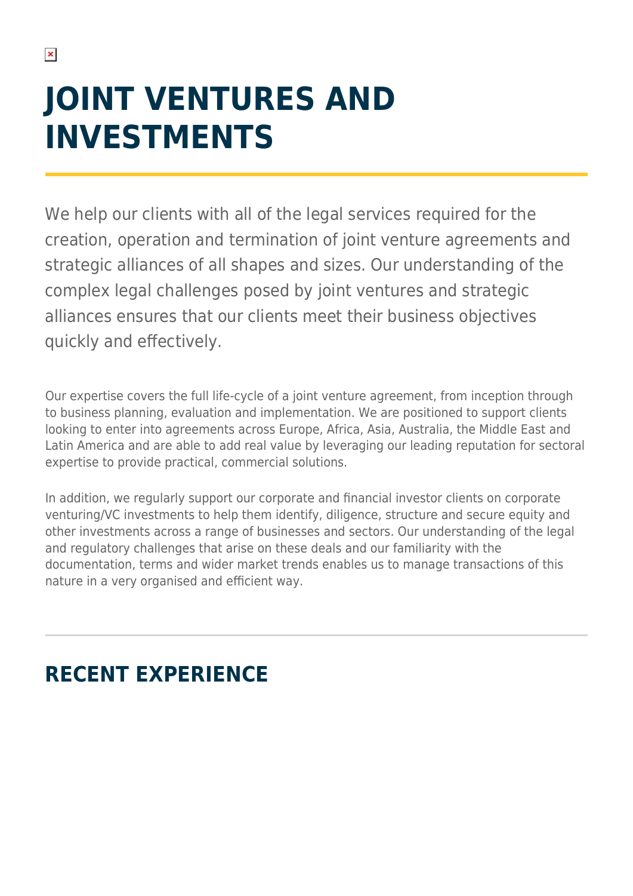# JOINT VENTURES AND INVESTMENTS

We help our clients with all of the legal services required for the creation, operation and termination of joint venture agreements and strategic alliances of all shapes and sizes. Our understanding of the complex legal challenges posed by joint ventures and strategic alliances ensures that our clients meet their business objectives quickly and effectively.

Our expertise covers the full life-cycle of a joint venture agreement, from inception through to business planning, evaluation and implementation. We are positioned to support clients looking to enter into agreements across Europe, Africa, Asia, Australia, the Middle East and Latin America and are able to add real value by leveraging our leading reputation for sectoral expertise to provide practical, commercial solutions.

In addition, we regularly support our corporate and financial investor clients on corporate venturing/VC investments to help them identify, diligence, structure and secure equity and other investments across a range of businesses and sectors. Our understanding of the legal and regulatory challenges that arise on these deals and our familiarity with the documentation, terms and wider market trends enables us to manage transactions of this nature in a very organised and efficient way.

## RECENT EXPERIENCE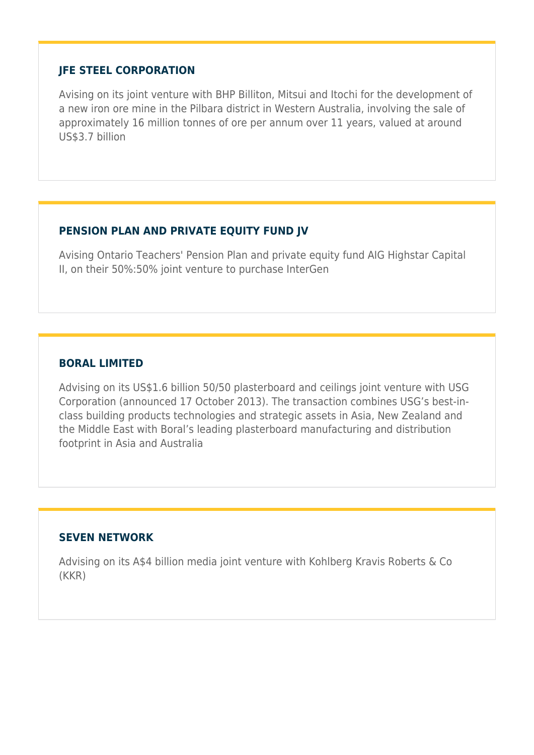### JFE STEEL CORPORATION

Avising on its joint venture with BHP Billiton, Mitsui and Itochi for the development of a new iron ore mine in the Pilbara district in Western Australia, involving the sale of approximately 16 million tonnes of ore per annum over 11 years, valued at around US$3.7 billion

### PENSION PLAN AND PRIVATE EQUITY FUND JV

Avising Ontario Teachers' Pension Plan and private equity fund AIG Highstar Capital II, on their 50%:50% joint venture to purchase InterGen

### BORAL LIMITED

Advising on its US$1.6 billion 50/50 plasterboard and ceilings joint venture with USG Corporation (announced 17 October 2013). The transaction combines USG's best-in-class building products technologies and strategic assets in Asia, New Zealand and the Middle East with Boral's leading plasterboard manufacturing and distribution footprint in Asia and Australia

### SEVEN NETWORK

Advising on its A$4 billion media joint venture with Kohlberg Kravis Roberts & Co (KKR)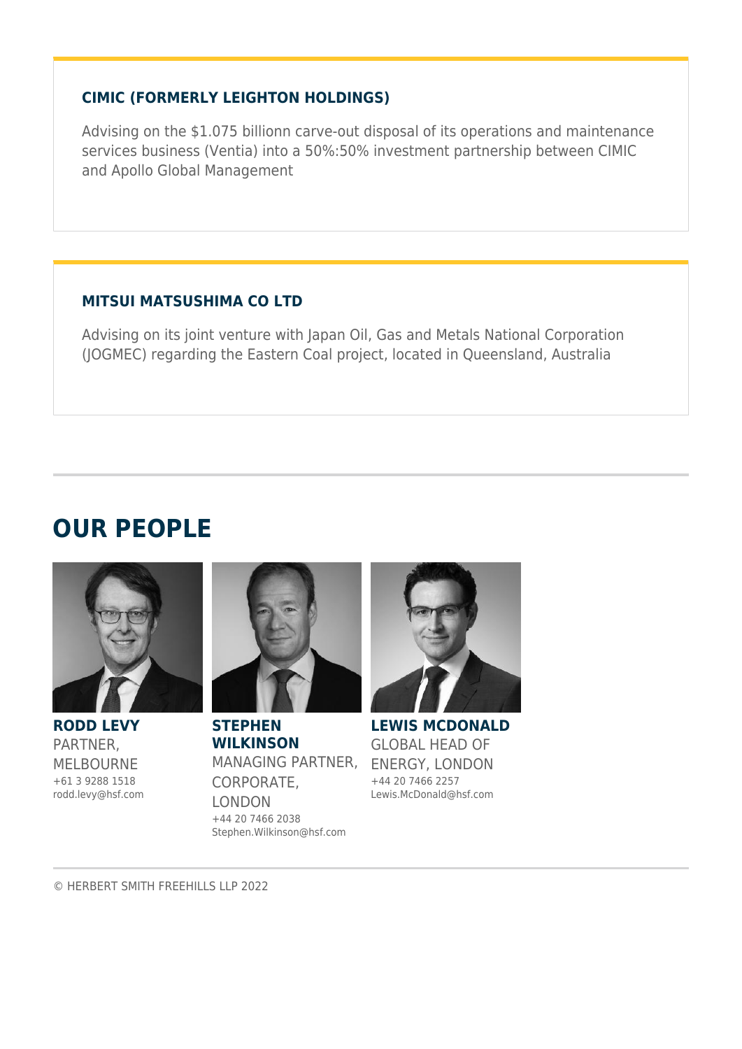### CIMIC (FORMERLY LEIGHTON HOLDINGS)

Advising on the $1.075 billionn carve-out disposal of its operations and maintenance services business (Ventia) into a 50%:50% investment partnership between CIMIC and Apollo Global Management

### MITSUI MATSUSHIMA CO LTD

Advising on its joint venture with Japan Oil, Gas and Metals National Corporation (JOGMEC) regarding the Eastern Coal project, located in Queensland, Australia

## OUR PEOPLE

**RODD LEVY**
PARTNER, MELBOURNE
+61 3 9288 1518
rodd.levy@hsf.com

**STEPHEN WILKINSON**
MANAGING PARTNER, CORPORATE, LONDON
+44 20 7466 2038
Stephen.Wilkinson@hsf.com

**LEWIS MCDONALD**
GLOBAL HEAD OF ENERGY, LONDON
+44 20 7466 2257
Lewis.McDonald@hsf.com

© HERBERT SMITH FREEHILLS LLP 2022